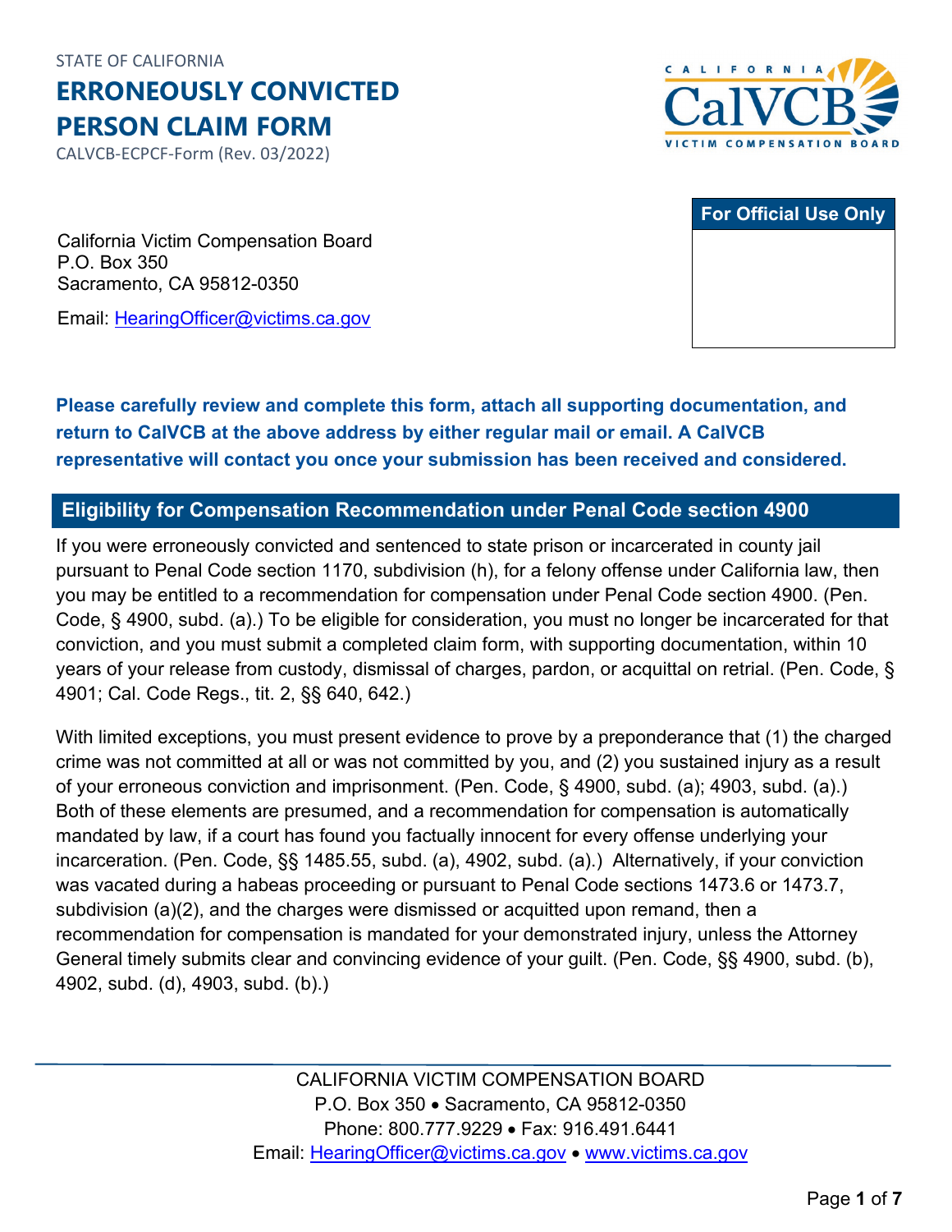STATE OF CALIFORNIA

# ERRONEOUSLY CONVICTED PERSON CLAIM FORM

CALVCB-ECPCF-Form (Rev. 03/2022)

| For Official Use Only |
|---|
| |

California Victim Compensation Board
P.O. Box 350
Sacramento, CA 95812-0350

Email: HearingOfficer@victims.ca.gov

**Please carefully review and complete this form, attach all supporting documentation, and return to CalVCB at the above address by either regular mail or email. A CalVCB representative will contact you once your submission has been received and considered.**

## Eligibility for Compensation Recommendation under Penal Code section 4900

If you were erroneously convicted and sentenced to state prison or incarcerated in county jail pursuant to Penal Code section 1170, subdivision (h), for a felony offense under California law, then you may be entitled to a recommendation for compensation under Penal Code section 4900. (Pen. Code, § 4900, subd. (a).) To be eligible for consideration, you must no longer be incarcerated for that conviction, and you must submit a completed claim form, with supporting documentation, within 10 years of your release from custody, dismissal of charges, pardon, or acquittal on retrial. (Pen. Code, § 4901; Cal. Code Regs., tit. 2, §§ 640, 642.)

With limited exceptions, you must present evidence to prove by a preponderance that (1) the charged crime was not committed at all or was not committed by you, and (2) you sustained injury as a result of your erroneous conviction and imprisonment. (Pen. Code, § 4900, subd. (a); 4903, subd. (a).) Both of these elements are presumed, and a recommendation for compensation is automatically mandated by law, if a court has found you factually innocent for every offense underlying your incarceration. (Pen. Code, §§ 1485.55, subd. (a), 4902, subd. (a).) Alternatively, if your conviction was vacated during a habeas proceeding or pursuant to Penal Code sections 1473.6 or 1473.7, subdivision (a)(2), and the charges were dismissed or acquitted upon remand, then a recommendation for compensation is mandated for your demonstrated injury, unless the Attorney General timely submits clear and convincing evidence of your guilt. (Pen. Code, §§ 4900, subd. (b), 4902, subd. (d), 4903, subd. (b).)

CALIFORNIA VICTIM COMPENSATION BOARD
P.O. Box 350 • Sacramento, CA 95812-0350
Phone: 800.777.9229 • Fax: 916.491.6441
Email: HearingOfficer@victims.ca.gov • www.victims.ca.gov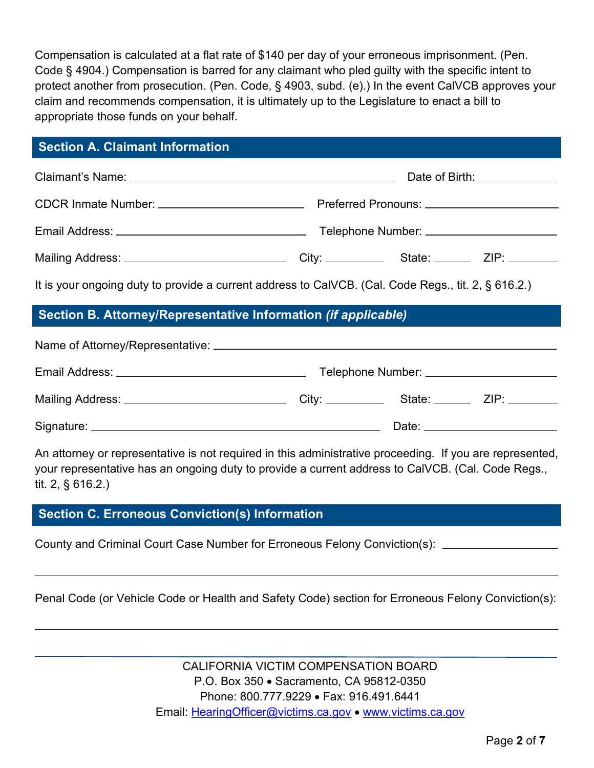Compensation is calculated at a flat rate of $140 per day of your erroneous imprisonment. (Pen. Code § 4904.) Compensation is barred for any claimant who pled guilty with the specific intent to protect another from prosecution. (Pen. Code, § 4903, subd. (e).) In the event CalVCB approves your claim and recommends compensation, it is ultimately up to the Legislature to enact a bill to appropriate those funds on your behalf.

## Section A. Claimant Information

Claimant's Name: ______________________________ Date of Birth: ____________

CDCR Inmate Number: ____________________ Preferred Pronouns: ____________________

Email Address: ____________________ Telephone Number: ____________________

Mailing Address: ____________________ City: __________ State: ______ ZIP: ________

It is your ongoing duty to provide a current address to CalVCB. (Cal. Code Regs., tit. 2, § 616.2.)

## Section B. Attorney/Representative Information *(if applicable)*

Name of Attorney/Representative: ________________________________________

Email Address: ____________________ Telephone Number: ____________________

Mailing Address: ____________________ City: __________ State: ______ ZIP: ________

Signature: ______________________________ Date: ____________________

An attorney or representative is not required in this administrative proceeding. If you are represented, your representative has an ongoing duty to provide a current address to CalVCB. (Cal. Code Regs., tit. 2, § 616.2.)

## Section C. Erroneous Conviction(s) Information

County and Criminal Court Case Number for Erroneous Felony Conviction(s): ____________________

________________________________________________________________________

Penal Code (or Vehicle Code or Health and Safety Code) section for Erroneous Felony Conviction(s):

________________________________________________________________________

CALIFORNIA VICTIM COMPENSATION BOARD
P.O. Box 350 • Sacramento, CA 95812-0350
Phone: 800.777.9229 • Fax: 916.491.6441
Email: HearingOfficer@victims.ca.gov • www.victims.ca.gov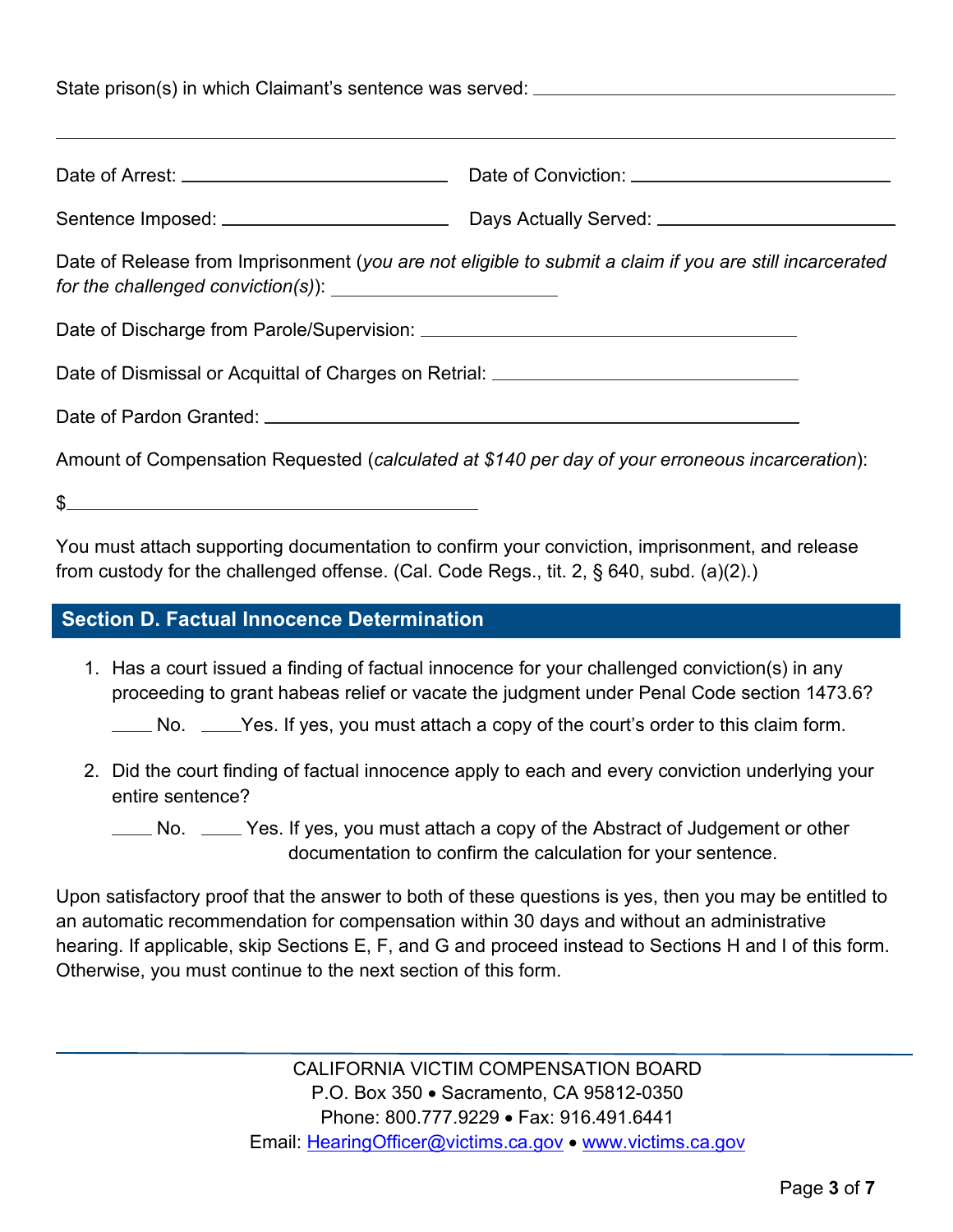State prison(s) in which Claimant's sentence was served: ______________________________

______________________________________________________________________

Date of Arrest: ______________________ Date of Conviction: ______________________

Sentence Imposed: ______________________ Days Actually Served: ______________________

Date of Release from Imprisonment (*you are not eligible to submit a claim if you are still incarcerated for the challenged conviction(s)*): ______________________

Date of Discharge from Parole/Supervision: ______________________________

Date of Dismissal or Acquittal of Charges on Retrial: ______________________________

Date of Pardon Granted: ______________________________________________

Amount of Compensation Requested (*calculated at $140 per day of your erroneous incarceration*):

$______________________________________

You must attach supporting documentation to confirm your conviction, imprisonment, and release from custody for the challenged offense. (Cal. Code Regs., tit. 2, § 640, subd. (a)(2).)

## Section D. Factual Innocence Determination

1. Has a court issued a finding of factual innocence for your challenged conviction(s) in any proceeding to grant habeas relief or vacate the judgment under Penal Code section 1473.6?

   ____ No. ____Yes. If yes, you must attach a copy of the court's order to this claim form.

2. Did the court finding of factual innocence apply to each and every conviction underlying your entire sentence?

   ____ No. ____ Yes. If yes, you must attach a copy of the Abstract of Judgement or other documentation to confirm the calculation for your sentence.

Upon satisfactory proof that the answer to both of these questions is yes, then you may be entitled to an automatic recommendation for compensation within 30 days and without an administrative hearing. If applicable, skip Sections E, F, and G and proceed instead to Sections H and I of this form. Otherwise, you must continue to the next section of this form.

CALIFORNIA VICTIM COMPENSATION BOARD
P.O. Box 350 • Sacramento, CA 95812-0350
Phone: 800.777.9229 • Fax: 916.491.6441
Email: HearingOfficer@victims.ca.gov • www.victims.ca.gov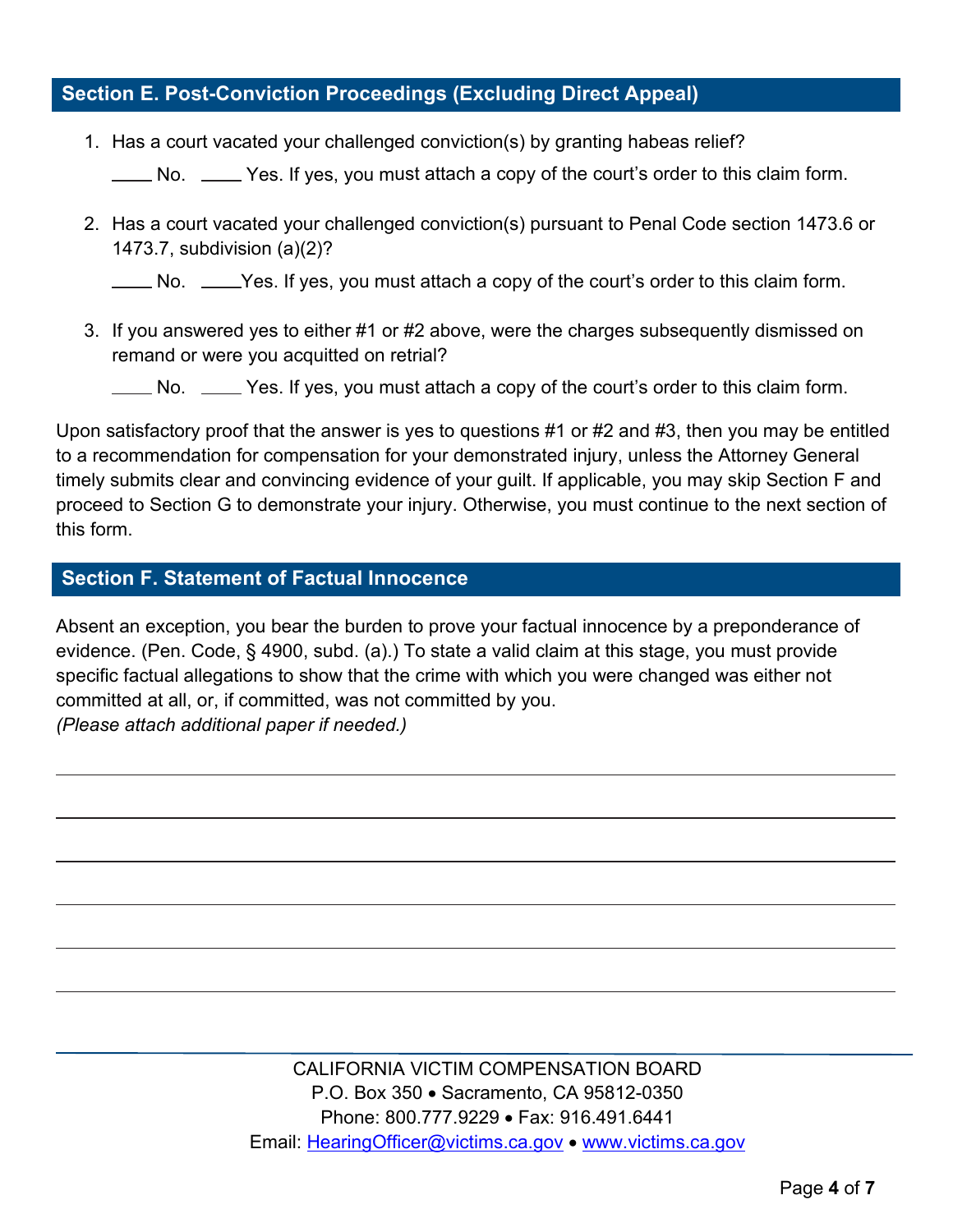## Section E. Post-Conviction Proceedings (Excluding Direct Appeal)

1. Has a court vacated your challenged conviction(s) by granting habeas relief?

   \_\_\_\_ No. \_\_\_\_ Yes. If yes, you must attach a copy of the court's order to this claim form.

2. Has a court vacated your challenged conviction(s) pursuant to Penal Code section 1473.6 or 1473.7, subdivision (a)(2)?

   \_\_\_\_ No. \_\_\_\_Yes. If yes, you must attach a copy of the court's order to this claim form.

3. If you answered yes to either #1 or #2 above, were the charges subsequently dismissed on remand or were you acquitted on retrial?

   \_\_\_\_ No. \_\_\_\_ Yes. If yes, you must attach a copy of the court's order to this claim form.

Upon satisfactory proof that the answer is yes to questions #1 or #2 and #3, then you may be entitled to a recommendation for compensation for your demonstrated injury, unless the Attorney General timely submits clear and convincing evidence of your guilt. If applicable, you may skip Section F and proceed to Section G to demonstrate your injury. Otherwise, you must continue to the next section of this form.

## Section F. Statement of Factual Innocence

Absent an exception, you bear the burden to prove your factual innocence by a preponderance of evidence. (Pen. Code, § 4900, subd. (a).) To state a valid claim at this stage, you must provide specific factual allegations to show that the crime with which you were changed was either not committed at all, or, if committed, was not committed by you.
*(Please attach additional paper if needed.)*

\_\_\_\_\_\_\_\_\_\_\_\_\_\_\_\_\_\_\_\_\_\_\_\_\_\_\_\_\_\_\_\_\_\_\_\_\_\_\_\_\_\_\_\_\_\_\_\_\_\_\_\_\_\_\_\_\_\_\_\_\_\_\_\_\_\_\_\_\_\_\_\_\_\_\_\_\_\_

\_\_\_\_\_\_\_\_\_\_\_\_\_\_\_\_\_\_\_\_\_\_\_\_\_\_\_\_\_\_\_\_\_\_\_\_\_\_\_\_\_\_\_\_\_\_\_\_\_\_\_\_\_\_\_\_\_\_\_\_\_\_\_\_\_\_\_\_\_\_\_\_\_\_\_\_\_\_

\_\_\_\_\_\_\_\_\_\_\_\_\_\_\_\_\_\_\_\_\_\_\_\_\_\_\_\_\_\_\_\_\_\_\_\_\_\_\_\_\_\_\_\_\_\_\_\_\_\_\_\_\_\_\_\_\_\_\_\_\_\_\_\_\_\_\_\_\_\_\_\_\_\_\_\_\_\_

\_\_\_\_\_\_\_\_\_\_\_\_\_\_\_\_\_\_\_\_\_\_\_\_\_\_\_\_\_\_\_\_\_\_\_\_\_\_\_\_\_\_\_\_\_\_\_\_\_\_\_\_\_\_\_\_\_\_\_\_\_\_\_\_\_\_\_\_\_\_\_\_\_\_\_\_\_\_

\_\_\_\_\_\_\_\_\_\_\_\_\_\_\_\_\_\_\_\_\_\_\_\_\_\_\_\_\_\_\_\_\_\_\_\_\_\_\_\_\_\_\_\_\_\_\_\_\_\_\_\_\_\_\_\_\_\_\_\_\_\_\_\_\_\_\_\_\_\_\_\_\_\_\_\_\_\_

\_\_\_\_\_\_\_\_\_\_\_\_\_\_\_\_\_\_\_\_\_\_\_\_\_\_\_\_\_\_\_\_\_\_\_\_\_\_\_\_\_\_\_\_\_\_\_\_\_\_\_\_\_\_\_\_\_\_\_\_\_\_\_\_\_\_\_\_\_\_\_\_\_\_\_\_\_\_

CALIFORNIA VICTIM COMPENSATION BOARD
P.O. Box 350 • Sacramento, CA 95812-0350
Phone: 800.777.9229 • Fax: 916.491.6441
Email: HearingOfficer@victims.ca.gov • www.victims.ca.gov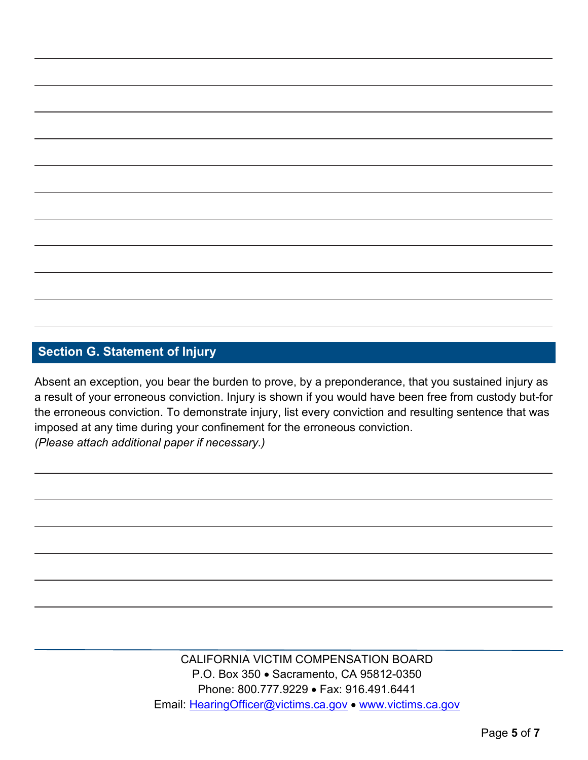## Section G. Statement of Injury

Absent an exception, you bear the burden to prove, by a preponderance, that you sustained injury as a result of your erroneous conviction. Injury is shown if you would have been free from custody but-for the erroneous conviction. To demonstrate injury, list every conviction and resulting sentence that was imposed at any time during your confinement for the erroneous conviction.
*(Please attach additional paper if necessary.)*

CALIFORNIA VICTIM COMPENSATION BOARD
P.O. Box 350 • Sacramento, CA 95812-0350
Phone: 800.777.9229 • Fax: 916.491.6441
Email: HearingOfficer@victims.ca.gov • www.victims.ca.gov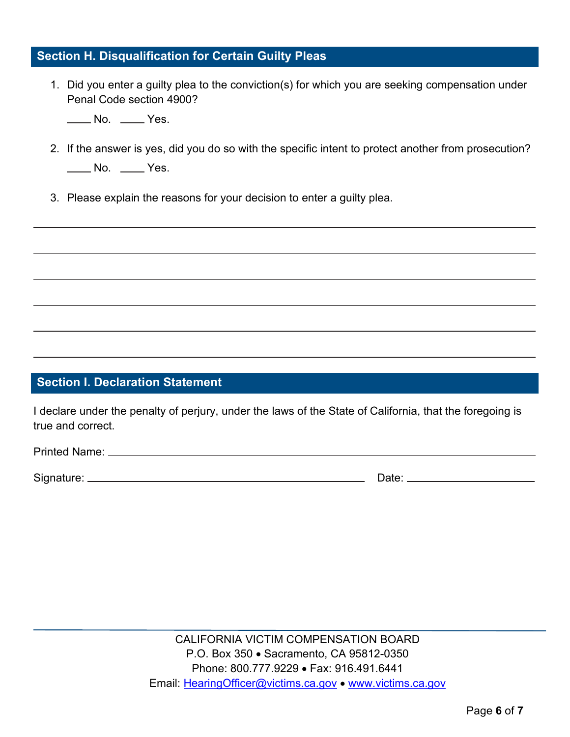## Section H. Disqualification for Certain Guilty Pleas

1. Did you enter a guilty plea to the conviction(s) for which you are seeking compensation under Penal Code section 4900?

   ____ No. ____ Yes.

2. If the answer is yes, did you do so with the specific intent to protect another from prosecution?

   ____ No. ____ Yes.

3. Please explain the reasons for your decision to enter a guilty plea.

______________________________________________________________________________

______________________________________________________________________________

______________________________________________________________________________

______________________________________________________________________________

______________________________________________________________________________

______________________________________________________________________________

## Section I. Declaration Statement

I declare under the penalty of perjury, under the laws of the State of California, that the foregoing is true and correct.

Printed Name: ______________________________________________________________

Signature: ________________________________________ Date: ____________________

CALIFORNIA VICTIM COMPENSATION BOARD
P.O. Box 350 • Sacramento, CA 95812-0350
Phone: 800.777.9229 • Fax: 916.491.6441
Email: HearingOfficer@victims.ca.gov • www.victims.ca.gov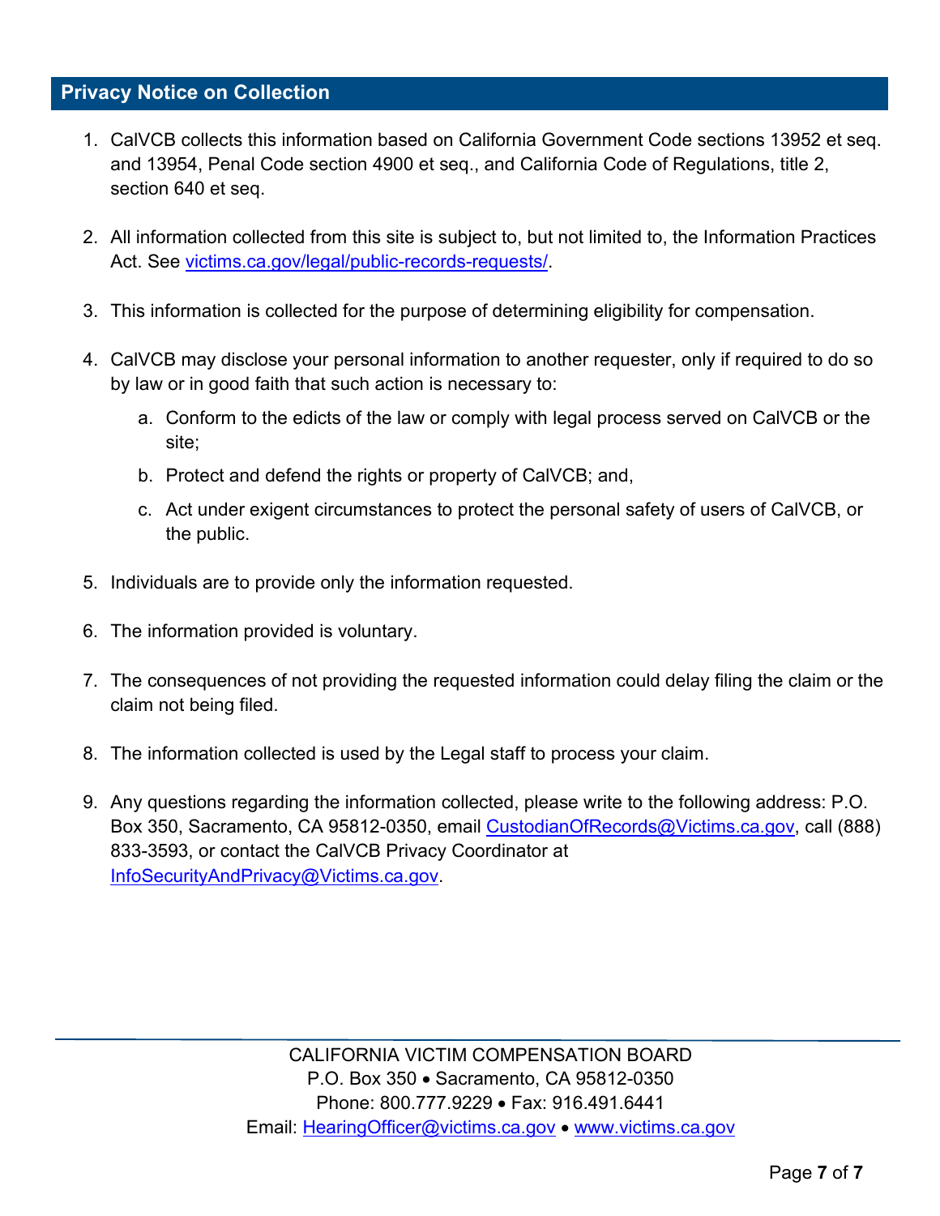## Privacy Notice on Collection

1. CalVCB collects this information based on California Government Code sections 13952 et seq. and 13954, Penal Code section 4900 et seq., and California Code of Regulations, title 2, section 640 et seq.

2. All information collected from this site is subject to, but not limited to, the Information Practices Act. See [victims.ca.gov/legal/public-records-requests/](victims.ca.gov/legal/public-records-requests/).

3. This information is collected for the purpose of determining eligibility for compensation.

4. CalVCB may disclose your personal information to another requester, only if required to do so by law or in good faith that such action is necessary to:

   a. Conform to the edicts of the law or comply with legal process served on CalVCB or the site;

   b. Protect and defend the rights or property of CalVCB; and,

   c. Act under exigent circumstances to protect the personal safety of users of CalVCB, or the public.

5. Individuals are to provide only the information requested.

6. The information provided is voluntary.

7. The consequences of not providing the requested information could delay filing the claim or the claim not being filed.

8. The information collected is used by the Legal staff to process your claim.

9. Any questions regarding the information collected, please write to the following address: P.O. Box 350, Sacramento, CA 95812-0350, email CustodianOfRecords@Victims.ca.gov, call (888) 833-3593, or contact the CalVCB Privacy Coordinator at InfoSecurityAndPrivacy@Victims.ca.gov.

CALIFORNIA VICTIM COMPENSATION BOARD
P.O. Box 350 • Sacramento, CA 95812-0350
Phone: 800.777.9229 • Fax: 916.491.6441
Email: HearingOfficer@victims.ca.gov • www.victims.ca.gov